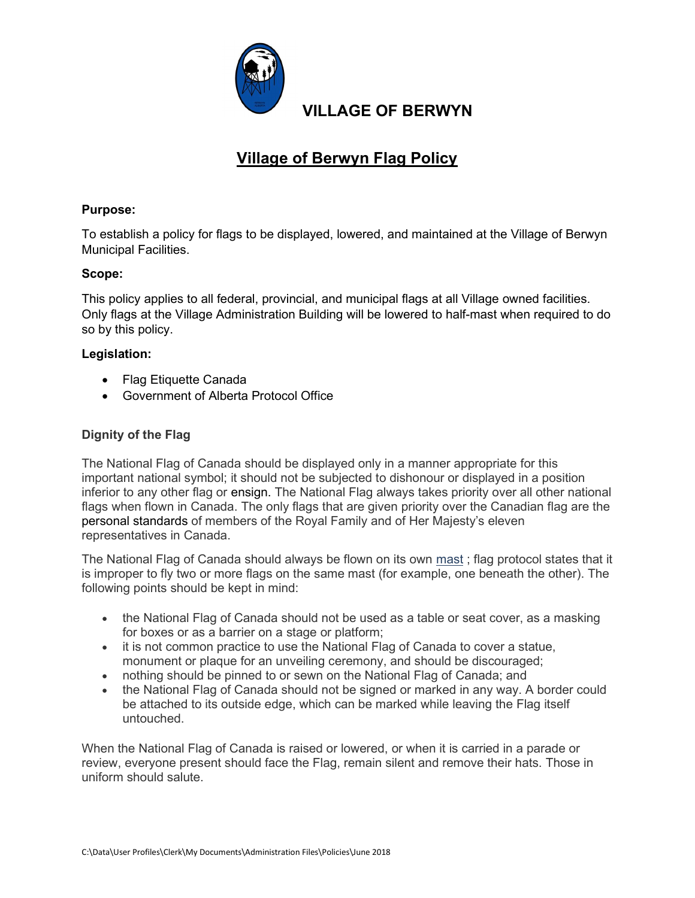# VILLAGE OF BERWYN

## Village of Berwyn Flag Policy

**Purpose:**

To establish a policy for flags to be displayed, lowered, and maintained at the Village of Berwyn Municipal Facilities.

**Scope:**

This policy applies to all federal, provincial, and municipal flags at all Village owned facilities. Only flags at the Village Administration Building will be lowered to half-mast when required to do so by this policy.

**Legislation:**

- Flag Etiquette Canada
- Government of Alberta Protocol Office

### Dignity of the Flag

The National Flag of Canada should be displayed only in a manner appropriate for this important national symbol; it should not be subjected to dishonour or displayed in a position inferior to any other flag or ensign. The National Flag always takes priority over all other national flags when flown in Canada. The only flags that are given priority over the Canadian flag are the personal standards of members of the Royal Family and of Her Majesty's eleven representatives in Canada.

The National Flag of Canada should always be flown on its own mast ; flag protocol states that it is improper to fly two or more flags on the same mast (for example, one beneath the other). The following points should be kept in mind:

- the National Flag of Canada should not be used as a table or seat cover, as a masking for boxes or as a barrier on a stage or platform;
- it is not common practice to use the National Flag of Canada to cover a statue, monument or plaque for an unveiling ceremony, and should be discouraged;
- nothing should be pinned to or sewn on the National Flag of Canada; and
- the National Flag of Canada should not be signed or marked in any way. A border could be attached to its outside edge, which can be marked while leaving the Flag itself untouched.

When the National Flag of Canada is raised or lowered, or when it is carried in a parade or review, everyone present should face the Flag, remain silent and remove their hats. Those in uniform should salute.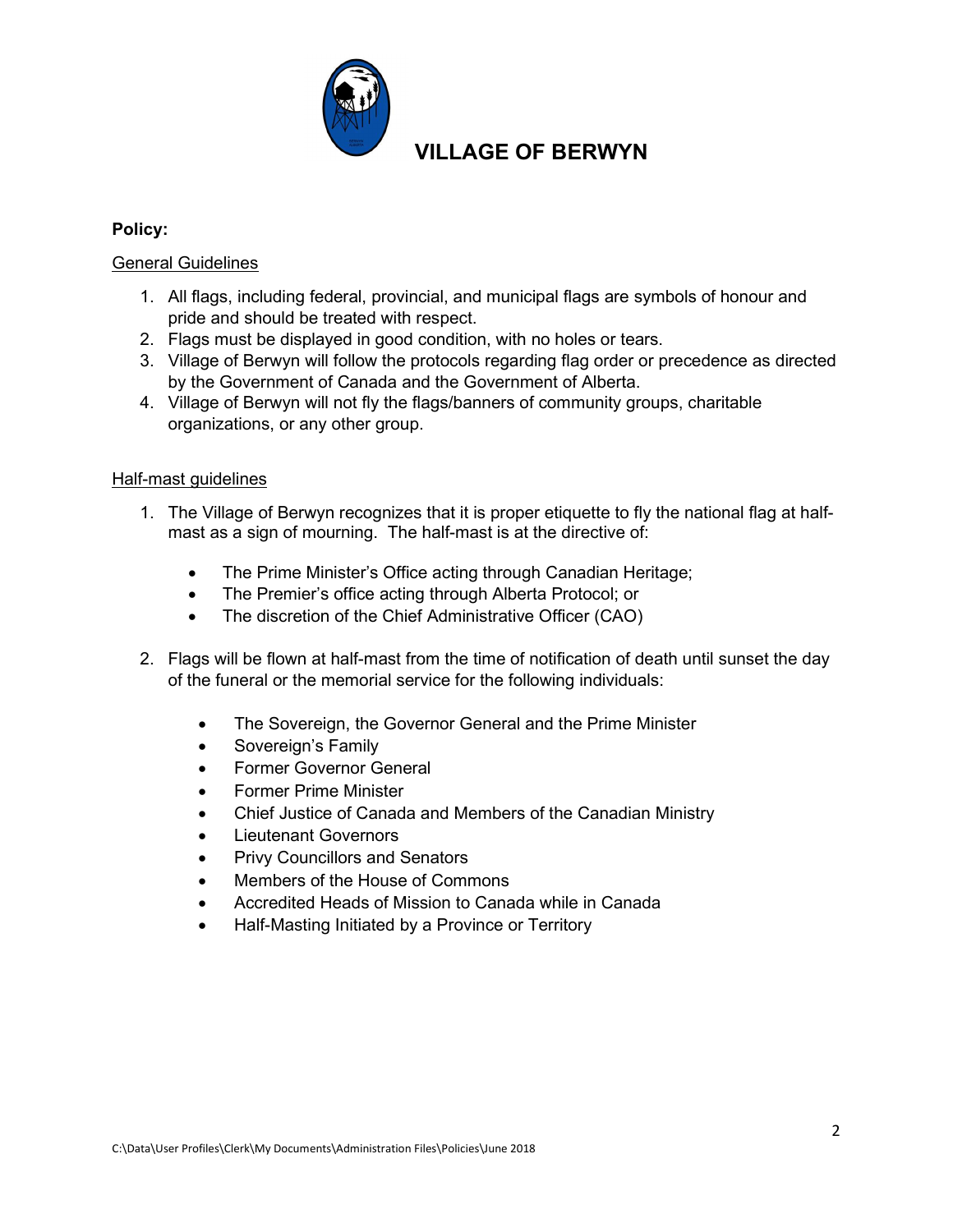# VILLAGE OF BERWYN

**Policy:**

General Guidelines

1. All flags, including federal, provincial, and municipal flags are symbols of honour and pride and should be treated with respect.
2. Flags must be displayed in good condition, with no holes or tears.
3. Village of Berwyn will follow the protocols regarding flag order or precedence as directed by the Government of Canada and the Government of Alberta.
4. Village of Berwyn will not fly the flags/banners of community groups, charitable organizations, or any other group.

Half-mast guidelines

1. The Village of Berwyn recognizes that it is proper etiquette to fly the national flag at half-mast as a sign of mourning. The half-mast is at the directive of:

   - The Prime Minister's Office acting through Canadian Heritage;
   - The Premier's office acting through Alberta Protocol; or
   - The discretion of the Chief Administrative Officer (CAO)

2. Flags will be flown at half-mast from the time of notification of death until sunset the day of the funeral or the memorial service for the following individuals:

   - The Sovereign, the Governor General and the Prime Minister
   - Sovereign's Family
   - Former Governor General
   - Former Prime Minister
   - Chief Justice of Canada and Members of the Canadian Ministry
   - Lieutenant Governors
   - Privy Councillors and Senators
   - Members of the House of Commons
   - Accredited Heads of Mission to Canada while in Canada
   - Half-Masting Initiated by a Province or Territory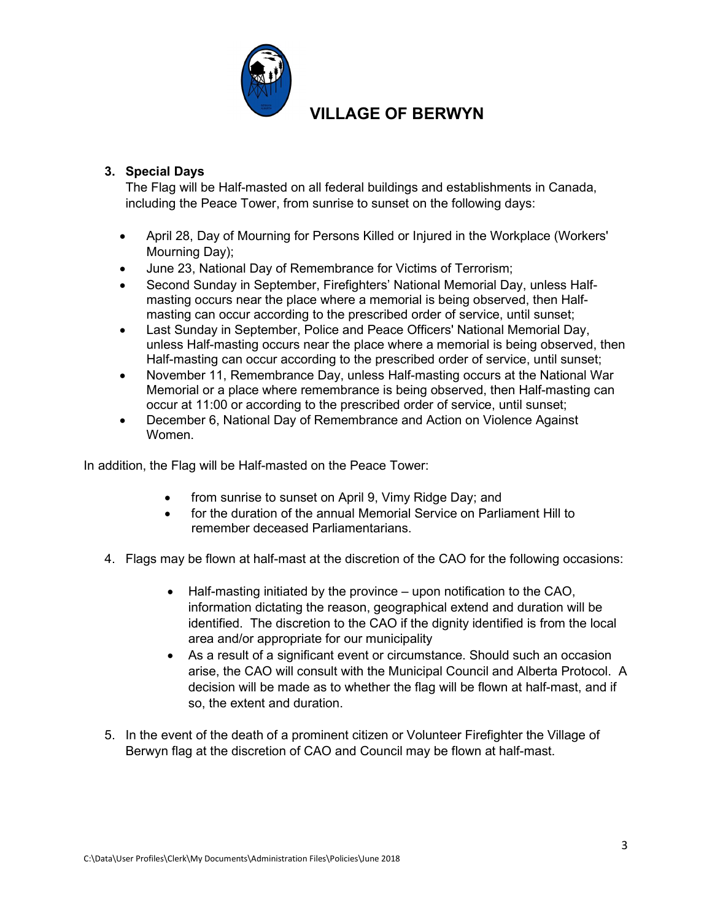**VILLAGE OF BERWYN**

3. **Special Days**
   The Flag will be Half-masted on all federal buildings and establishments in Canada, including the Peace Tower, from sunrise to sunset on the following days:

   - April 28, Day of Mourning for Persons Killed or Injured in the Workplace (Workers' Mourning Day);
   - June 23, National Day of Remembrance for Victims of Terrorism;
   - Second Sunday in September, Firefighters' National Memorial Day, unless Half-masting occurs near the place where a memorial is being observed, then Half-masting can occur according to the prescribed order of service, until sunset;
   - Last Sunday in September, Police and Peace Officers' National Memorial Day, unless Half-masting occurs near the place where a memorial is being observed, then Half-masting can occur according to the prescribed order of service, until sunset;
   - November 11, Remembrance Day, unless Half-masting occurs at the National War Memorial or a place where remembrance is being observed, then Half-masting can occur at 11:00 or according to the prescribed order of service, until sunset;
   - December 6, National Day of Remembrance and Action on Violence Against Women.

In addition, the Flag will be Half-masted on the Peace Tower:

- from sunrise to sunset on April 9, Vimy Ridge Day; and
- for the duration of the annual Memorial Service on Parliament Hill to remember deceased Parliamentarians.

4. Flags may be flown at half-mast at the discretion of the CAO for the following occasions:

   - Half-masting initiated by the province – upon notification to the CAO, information dictating the reason, geographical extend and duration will be identified. The discretion to the CAO if the dignity identified is from the local area and/or appropriate for our municipality
   - As a result of a significant event or circumstance. Should such an occasion arise, the CAO will consult with the Municipal Council and Alberta Protocol. A decision will be made as to whether the flag will be flown at half-mast, and if so, the extent and duration.

5. In the event of the death of a prominent citizen or Volunteer Firefighter the Village of Berwyn flag at the discretion of CAO and Council may be flown at half-mast.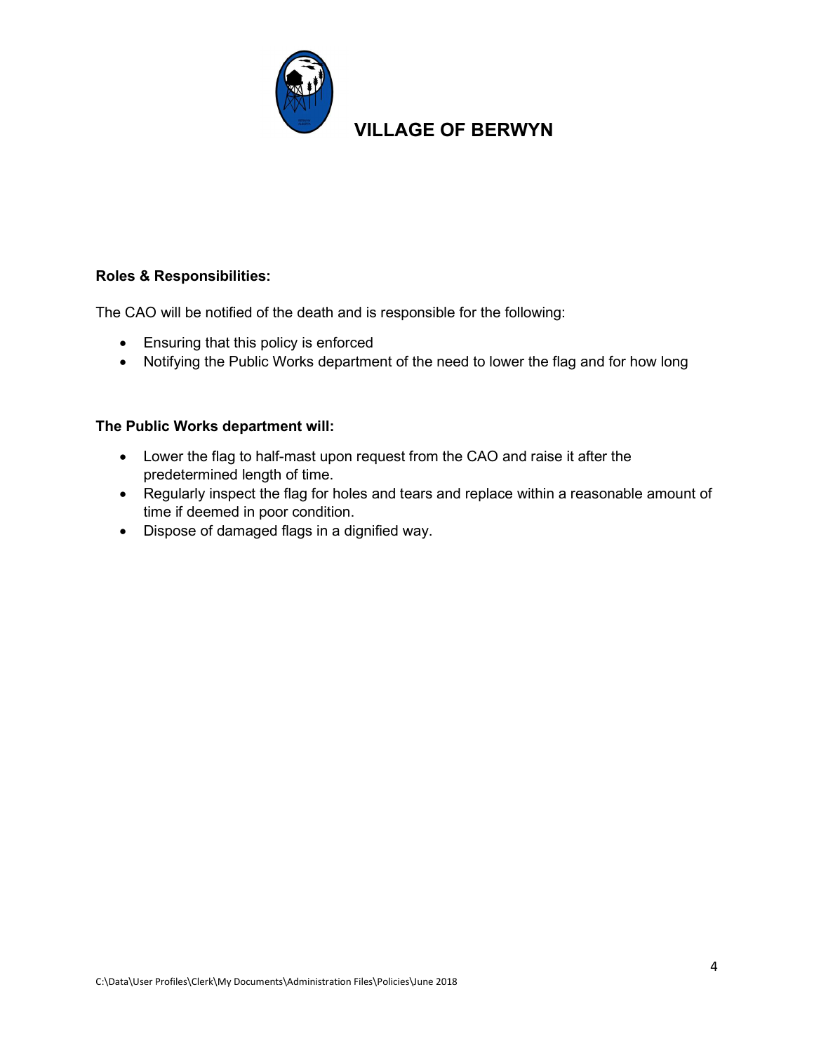# VILLAGE OF BERWYN

**Roles & Responsibilities:**

The CAO will be notified of the death and is responsible for the following:

- Ensuring that this policy is enforced
- Notifying the Public Works department of the need to lower the flag and for how long

**The Public Works department will:**

- Lower the flag to half-mast upon request from the CAO and raise it after the predetermined length of time.
- Regularly inspect the flag for holes and tears and replace within a reasonable amount of time if deemed in poor condition.
- Dispose of damaged flags in a dignified way.